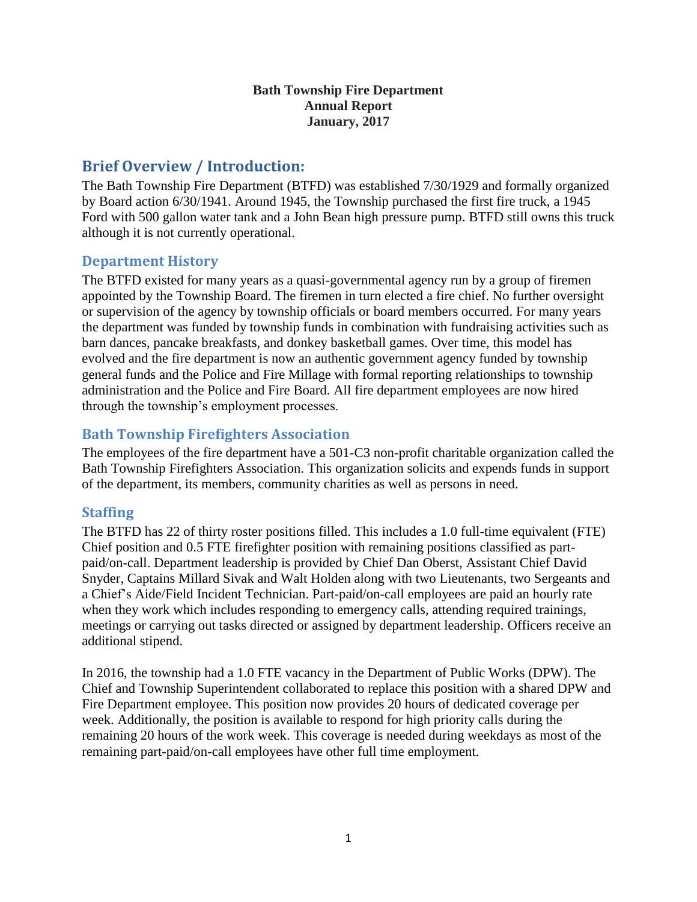**Bath Township Fire Department**
**Annual Report**
**January, 2017**

# Brief Overview / Introduction:

The Bath Township Fire Department (BTFD) was established 7/30/1929 and formally organized by Board action 6/30/1941. Around 1945, the Township purchased the first fire truck, a 1945 Ford with 500 gallon water tank and a John Bean high pressure pump. BTFD still owns this truck although it is not currently operational.

## Department History

The BTFD existed for many years as a quasi-governmental agency run by a group of firemen appointed by the Township Board. The firemen in turn elected a fire chief. No further oversight or supervision of the agency by township officials or board members occurred. For many years the department was funded by township funds in combination with fundraising activities such as barn dances, pancake breakfasts, and donkey basketball games. Over time, this model has evolved and the fire department is now an authentic government agency funded by township general funds and the Police and Fire Millage with formal reporting relationships to township administration and the Police and Fire Board. All fire department employees are now hired through the township's employment processes.

## Bath Township Firefighters Association

The employees of the fire department have a 501-C3 non-profit charitable organization called the Bath Township Firefighters Association. This organization solicits and expends funds in support of the department, its members, community charities as well as persons in need.

## Staffing

The BTFD has 22 of thirty roster positions filled. This includes a 1.0 full-time equivalent (FTE) Chief position and 0.5 FTE firefighter position with remaining positions classified as part-paid/on-call. Department leadership is provided by Chief Dan Oberst, Assistant Chief David Snyder, Captains Millard Sivak and Walt Holden along with two Lieutenants, two Sergeants and a Chief's Aide/Field Incident Technician. Part-paid/on-call employees are paid an hourly rate when they work which includes responding to emergency calls, attending required trainings, meetings or carrying out tasks directed or assigned by department leadership. Officers receive an additional stipend.

In 2016, the township had a 1.0 FTE vacancy in the Department of Public Works (DPW). The Chief and Township Superintendent collaborated to replace this position with a shared DPW and Fire Department employee. This position now provides 20 hours of dedicated coverage per week. Additionally, the position is available to respond for high priority calls during the remaining 20 hours of the work week. This coverage is needed during weekdays as most of the remaining part-paid/on-call employees have other full time employment.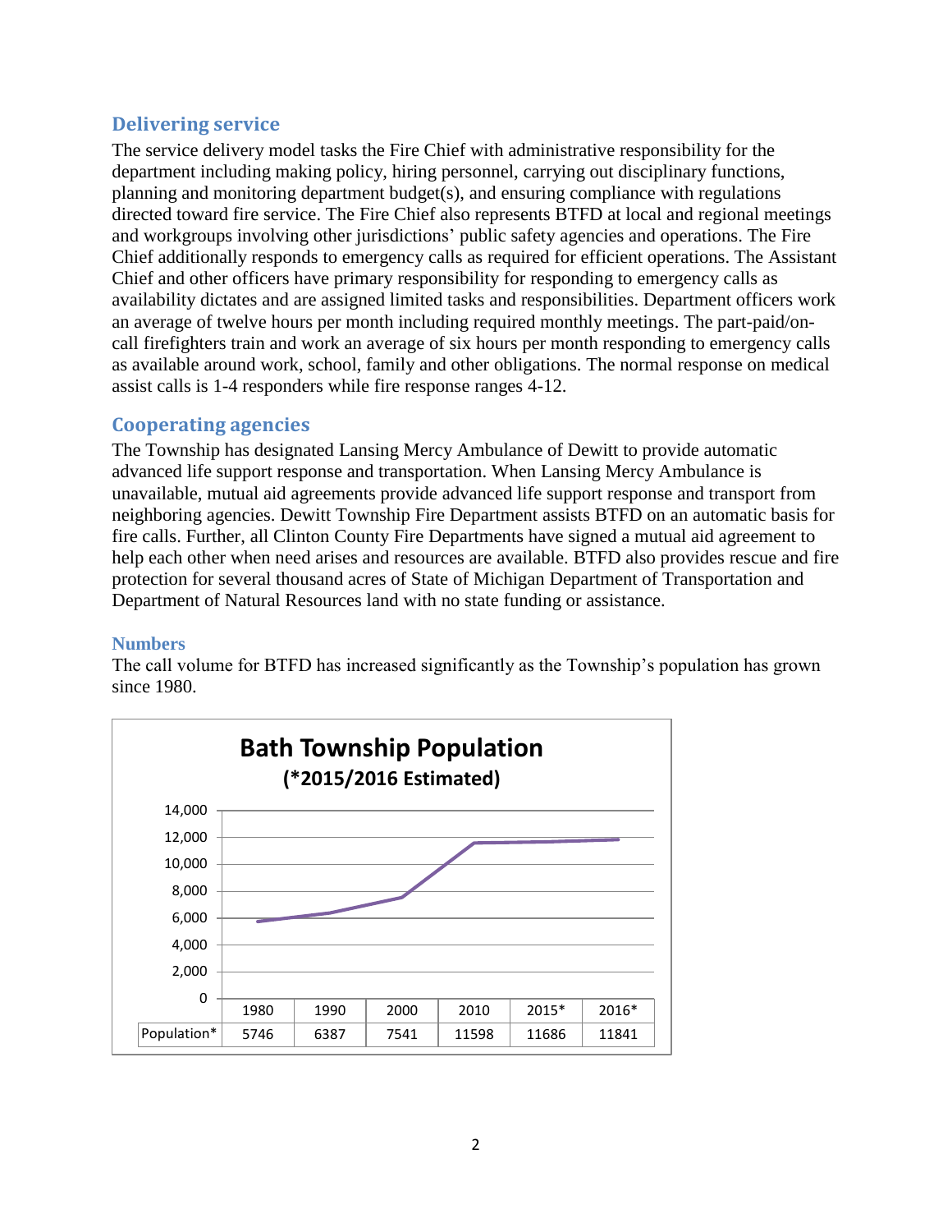## Delivering service

The service delivery model tasks the Fire Chief with administrative responsibility for the department including making policy, hiring personnel, carrying out disciplinary functions, planning and monitoring department budget(s), and ensuring compliance with regulations directed toward fire service. The Fire Chief also represents BTFD at local and regional meetings and workgroups involving other jurisdictions' public safety agencies and operations. The Fire Chief additionally responds to emergency calls as required for efficient operations. The Assistant Chief and other officers have primary responsibility for responding to emergency calls as availability dictates and are assigned limited tasks and responsibilities. Department officers work an average of twelve hours per month including required monthly meetings. The part-paid/on-call firefighters train and work an average of six hours per month responding to emergency calls as available around work, school, family and other obligations. The normal response on medical assist calls is 1-4 responders while fire response ranges 4-12.

## Cooperating agencies

The Township has designated Lansing Mercy Ambulance of Dewitt to provide automatic advanced life support response and transportation. When Lansing Mercy Ambulance is unavailable, mutual aid agreements provide advanced life support response and transport from neighboring agencies. Dewitt Township Fire Department assists BTFD on an automatic basis for fire calls. Further, all Clinton County Fire Departments have signed a mutual aid agreement to help each other when need arises and resources are available. BTFD also provides rescue and fire protection for several thousand acres of State of Michigan Department of Transportation and Department of Natural Resources land with no state funding or assistance.

### Numbers

The call volume for BTFD has increased significantly as the Township's population has grown since 1980.

**Bath Township Population**
**(*2015/2016 Estimated)**

| | 1980 | 1990 | 2000 | 2010 | 2015* | 2016* |
|---|---|---|---|---|---|---|
| Population* | 5746 | 6387 | 7541 | 11598 | 11686 | 11841 |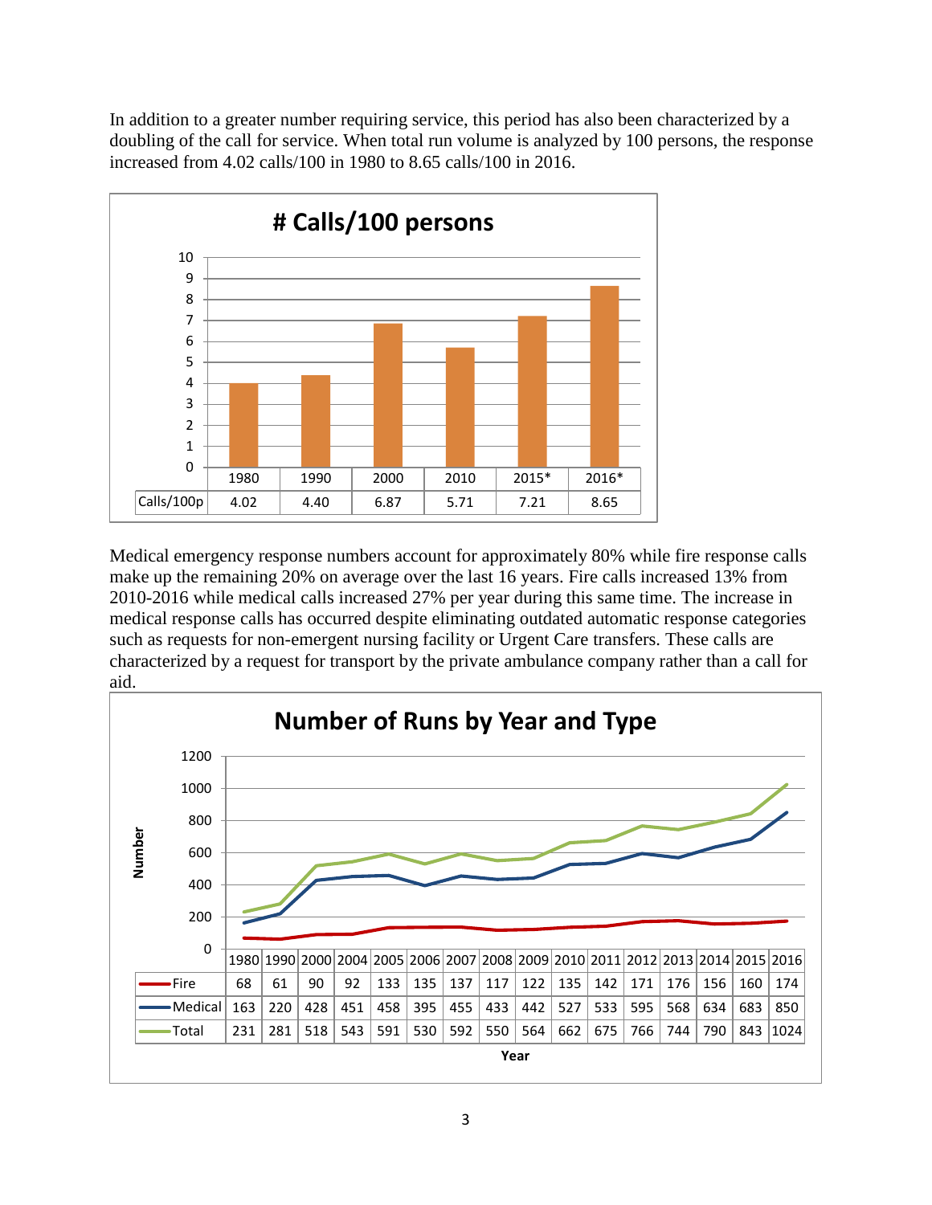In addition to a greater number requiring service, this period has also been characterized by a doubling of the call for service. When total run volume is analyzed by 100 persons, the response increased from 4.02 calls/100 in 1980 to 8.65 calls/100 in 2016.

**# Calls/100 persons**

| | 1980 | 1990 | 2000 | 2010 | 2015* | 2016* |
|---|---|---|---|---|---|---|
| Calls/100p | 4.02 | 4.40 | 6.87 | 5.71 | 7.21 | 8.65 |

Medical emergency response numbers account for approximately 80% while fire response calls make up the remaining 20% on average over the last 16 years. Fire calls increased 13% from 2010-2016 while medical calls increased 27% per year during this same time. The increase in medical response calls has occurred despite eliminating outdated automatic response categories such as requests for non-emergent nursing facility or Urgent Care transfers. These calls are characterized by a request for transport by the private ambulance company rather than a call for aid.

**Number of Runs by Year and Type**

| | 1980 | 1990 | 2000 | 2004 | 2005 | 2006 | 2007 | 2008 | 2009 | 2010 | 2011 | 2012 | 2013 | 2014 | 2015 | 2016 |
|---|---|---|---|---|---|---|---|---|---|---|---|---|---|---|---|---|
| Fire | 68 | 61 | 90 | 92 | 133 | 135 | 137 | 117 | 122 | 135 | 142 | 171 | 176 | 156 | 160 | 174 |
| Medical | 163 | 220 | 428 | 451 | 458 | 395 | 455 | 433 | 442 | 527 | 533 | 595 | 568 | 634 | 683 | 850 |
| Total | 231 | 281 | 518 | 543 | 591 | 530 | 592 | 550 | 564 | 662 | 675 | 766 | 744 | 790 | 843 | 1024 |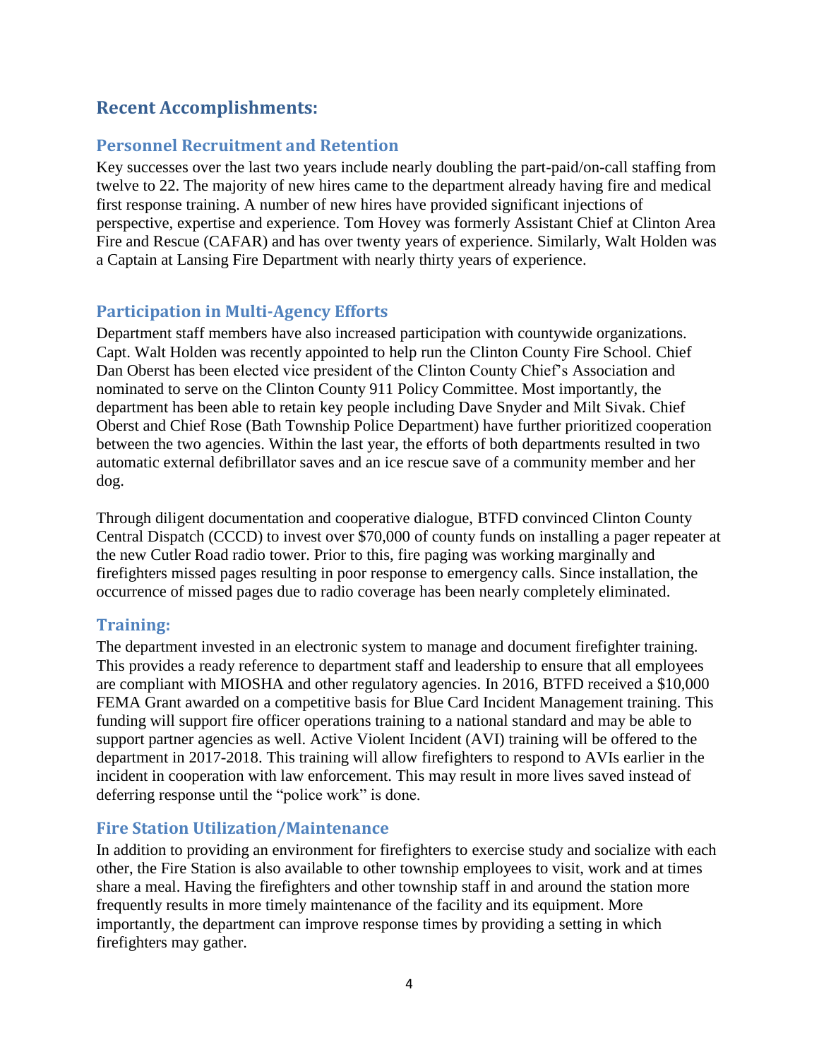## Recent Accomplishments:

### Personnel Recruitment and Retention

Key successes over the last two years include nearly doubling the part-paid/on-call staffing from twelve to 22. The majority of new hires came to the department already having fire and medical first response training. A number of new hires have provided significant injections of perspective, expertise and experience. Tom Hovey was formerly Assistant Chief at Clinton Area Fire and Rescue (CAFAR) and has over twenty years of experience. Similarly, Walt Holden was a Captain at Lansing Fire Department with nearly thirty years of experience.

### Participation in Multi-Agency Efforts

Department staff members have also increased participation with countywide organizations. Capt. Walt Holden was recently appointed to help run the Clinton County Fire School. Chief Dan Oberst has been elected vice president of the Clinton County Chief's Association and nominated to serve on the Clinton County 911 Policy Committee. Most importantly, the department has been able to retain key people including Dave Snyder and Milt Sivak. Chief Oberst and Chief Rose (Bath Township Police Department) have further prioritized cooperation between the two agencies. Within the last year, the efforts of both departments resulted in two automatic external defibrillator saves and an ice rescue save of a community member and her dog.

Through diligent documentation and cooperative dialogue, BTFD convinced Clinton County Central Dispatch (CCCD) to invest over $70,000 of county funds on installing a pager repeater at the new Cutler Road radio tower. Prior to this, fire paging was working marginally and firefighters missed pages resulting in poor response to emergency calls. Since installation, the occurrence of missed pages due to radio coverage has been nearly completely eliminated.

### Training:

The department invested in an electronic system to manage and document firefighter training. This provides a ready reference to department staff and leadership to ensure that all employees are compliant with MIOSHA and other regulatory agencies. In 2016, BTFD received a $10,000 FEMA Grant awarded on a competitive basis for Blue Card Incident Management training. This funding will support fire officer operations training to a national standard and may be able to support partner agencies as well. Active Violent Incident (AVI) training will be offered to the department in 2017-2018. This training will allow firefighters to respond to AVIs earlier in the incident in cooperation with law enforcement. This may result in more lives saved instead of deferring response until the "police work" is done.

### Fire Station Utilization/Maintenance

In addition to providing an environment for firefighters to exercise study and socialize with each other, the Fire Station is also available to other township employees to visit, work and at times share a meal. Having the firefighters and other township staff in and around the station more frequently results in more timely maintenance of the facility and its equipment. More importantly, the department can improve response times by providing a setting in which firefighters may gather.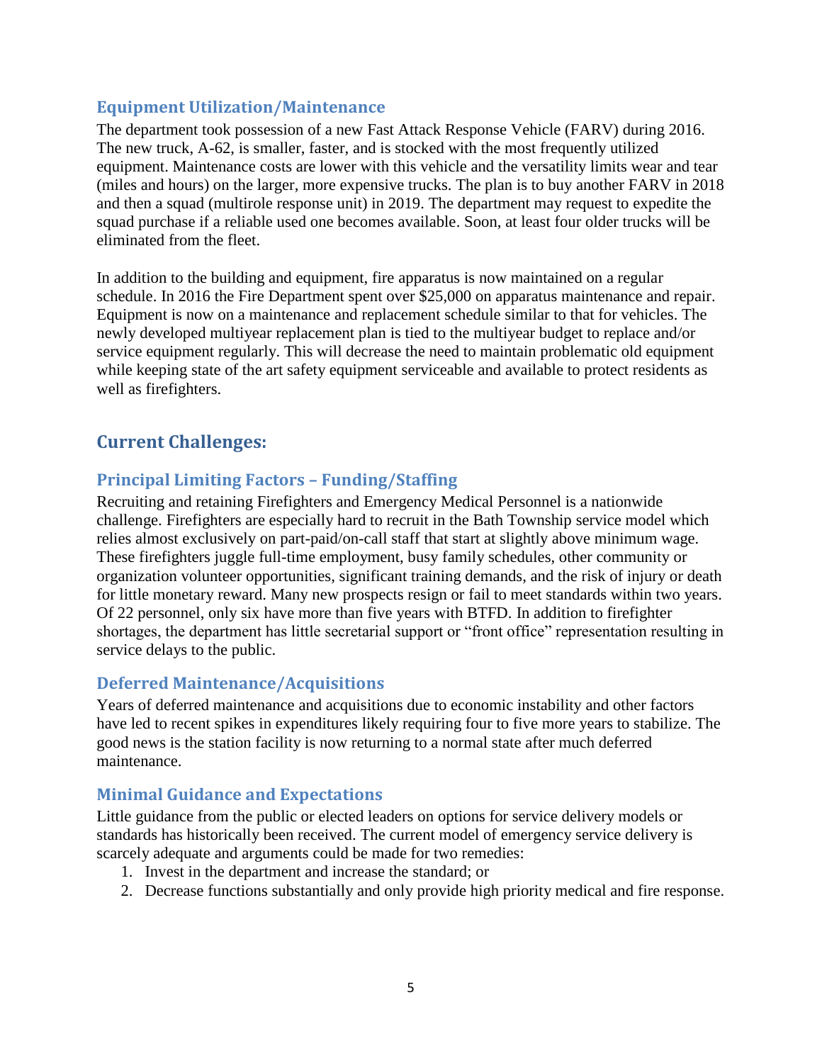### Equipment Utilization/Maintenance

The department took possession of a new Fast Attack Response Vehicle (FARV) during 2016. The new truck, A-62, is smaller, faster, and is stocked with the most frequently utilized equipment. Maintenance costs are lower with this vehicle and the versatility limits wear and tear (miles and hours) on the larger, more expensive trucks. The plan is to buy another FARV in 2018 and then a squad (multirole response unit) in 2019. The department may request to expedite the squad purchase if a reliable used one becomes available. Soon, at least four older trucks will be eliminated from the fleet.

In addition to the building and equipment, fire apparatus is now maintained on a regular schedule. In 2016 the Fire Department spent over $25,000 on apparatus maintenance and repair. Equipment is now on a maintenance and replacement schedule similar to that for vehicles. The newly developed multiyear replacement plan is tied to the multiyear budget to replace and/or service equipment regularly. This will decrease the need to maintain problematic old equipment while keeping state of the art safety equipment serviceable and available to protect residents as well as firefighters.

## Current Challenges:

### Principal Limiting Factors – Funding/Staffing

Recruiting and retaining Firefighters and Emergency Medical Personnel is a nationwide challenge. Firefighters are especially hard to recruit in the Bath Township service model which relies almost exclusively on part-paid/on-call staff that start at slightly above minimum wage. These firefighters juggle full-time employment, busy family schedules, other community or organization volunteer opportunities, significant training demands, and the risk of injury or death for little monetary reward. Many new prospects resign or fail to meet standards within two years. Of 22 personnel, only six have more than five years with BTFD. In addition to firefighter shortages, the department has little secretarial support or "front office" representation resulting in service delays to the public.

### Deferred Maintenance/Acquisitions

Years of deferred maintenance and acquisitions due to economic instability and other factors have led to recent spikes in expenditures likely requiring four to five more years to stabilize. The good news is the station facility is now returning to a normal state after much deferred maintenance.

### Minimal Guidance and Expectations

Little guidance from the public or elected leaders on options for service delivery models or standards has historically been received. The current model of emergency service delivery is scarcely adequate and arguments could be made for two remedies:

1. Invest in the department and increase the standard; or
2. Decrease functions substantially and only provide high priority medical and fire response.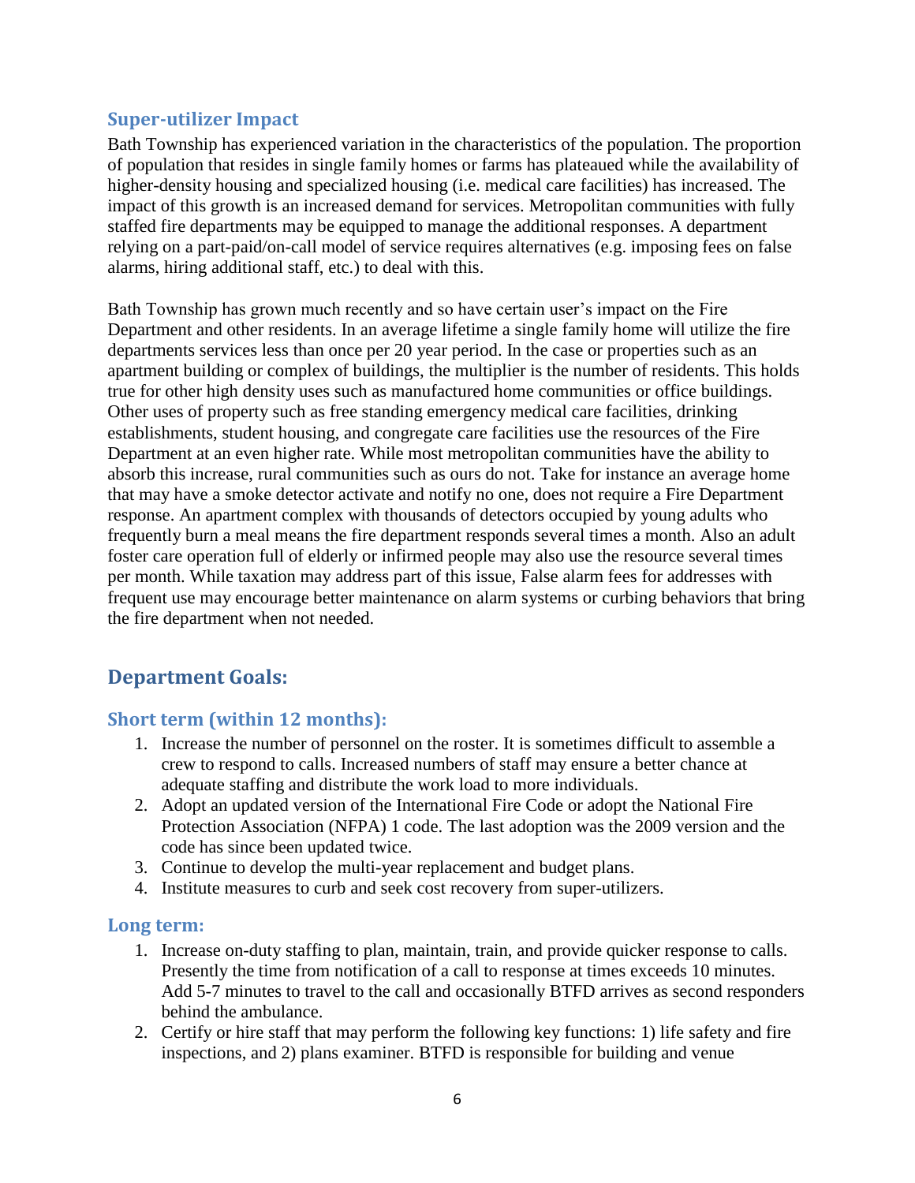### Super-utilizer Impact

Bath Township has experienced variation in the characteristics of the population. The proportion of population that resides in single family homes or farms has plateaued while the availability of higher-density housing and specialized housing (i.e. medical care facilities) has increased. The impact of this growth is an increased demand for services. Metropolitan communities with fully staffed fire departments may be equipped to manage the additional responses. A department relying on a part-paid/on-call model of service requires alternatives (e.g. imposing fees on false alarms, hiring additional staff, etc.) to deal with this.

Bath Township has grown much recently and so have certain user's impact on the Fire Department and other residents. In an average lifetime a single family home will utilize the fire departments services less than once per 20 year period. In the case or properties such as an apartment building or complex of buildings, the multiplier is the number of residents. This holds true for other high density uses such as manufactured home communities or office buildings. Other uses of property such as free standing emergency medical care facilities, drinking establishments, student housing, and congregate care facilities use the resources of the Fire Department at an even higher rate. While most metropolitan communities have the ability to absorb this increase, rural communities such as ours do not. Take for instance an average home that may have a smoke detector activate and notify no one, does not require a Fire Department response. An apartment complex with thousands of detectors occupied by young adults who frequently burn a meal means the fire department responds several times a month. Also an adult foster care operation full of elderly or infirmed people may also use the resource several times per month. While taxation may address part of this issue, False alarm fees for addresses with frequent use may encourage better maintenance on alarm systems or curbing behaviors that bring the fire department when not needed.

## Department Goals:

### Short term (within 12 months):

1. Increase the number of personnel on the roster. It is sometimes difficult to assemble a crew to respond to calls. Increased numbers of staff may ensure a better chance at adequate staffing and distribute the work load to more individuals.
2. Adopt an updated version of the International Fire Code or adopt the National Fire Protection Association (NFPA) 1 code. The last adoption was the 2009 version and the code has since been updated twice.
3. Continue to develop the multi-year replacement and budget plans.
4. Institute measures to curb and seek cost recovery from super-utilizers.

### Long term:

1. Increase on-duty staffing to plan, maintain, train, and provide quicker response to calls. Presently the time from notification of a call to response at times exceeds 10 minutes. Add 5-7 minutes to travel to the call and occasionally BTFD arrives as second responders behind the ambulance.
2. Certify or hire staff that may perform the following key functions: 1) life safety and fire inspections, and 2) plans examiner. BTFD is responsible for building and venue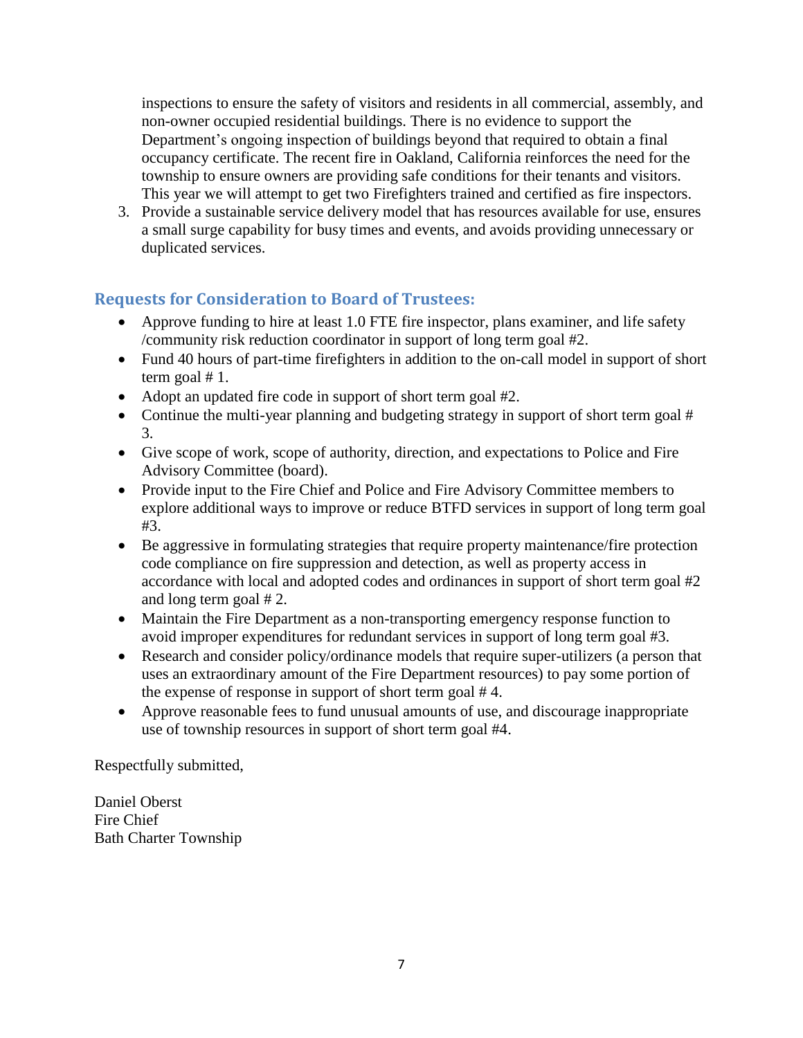inspections to ensure the safety of visitors and residents in all commercial, assembly, and non-owner occupied residential buildings. There is no evidence to support the Department's ongoing inspection of buildings beyond that required to obtain a final occupancy certificate. The recent fire in Oakland, California reinforces the need for the township to ensure owners are providing safe conditions for their tenants and visitors. This year we will attempt to get two Firefighters trained and certified as fire inspectors.

3. Provide a sustainable service delivery model that has resources available for use, ensures a small surge capability for busy times and events, and avoids providing unnecessary or duplicated services.

## Requests for Consideration to Board of Trustees:

- Approve funding to hire at least 1.0 FTE fire inspector, plans examiner, and life safety /community risk reduction coordinator in support of long term goal #2.
- Fund 40 hours of part-time firefighters in addition to the on-call model in support of short term goal # 1.
- Adopt an updated fire code in support of short term goal #2.
- Continue the multi-year planning and budgeting strategy in support of short term goal # 3.
- Give scope of work, scope of authority, direction, and expectations to Police and Fire Advisory Committee (board).
- Provide input to the Fire Chief and Police and Fire Advisory Committee members to explore additional ways to improve or reduce BTFD services in support of long term goal #3.
- Be aggressive in formulating strategies that require property maintenance/fire protection code compliance on fire suppression and detection, as well as property access in accordance with local and adopted codes and ordinances in support of short term goal #2 and long term goal # 2.
- Maintain the Fire Department as a non-transporting emergency response function to avoid improper expenditures for redundant services in support of long term goal #3.
- Research and consider policy/ordinance models that require super-utilizers (a person that uses an extraordinary amount of the Fire Department resources) to pay some portion of the expense of response in support of short term goal # 4.
- Approve reasonable fees to fund unusual amounts of use, and discourage inappropriate use of township resources in support of short term goal #4.

Respectfully submitted,

Daniel Oberst
Fire Chief
Bath Charter Township